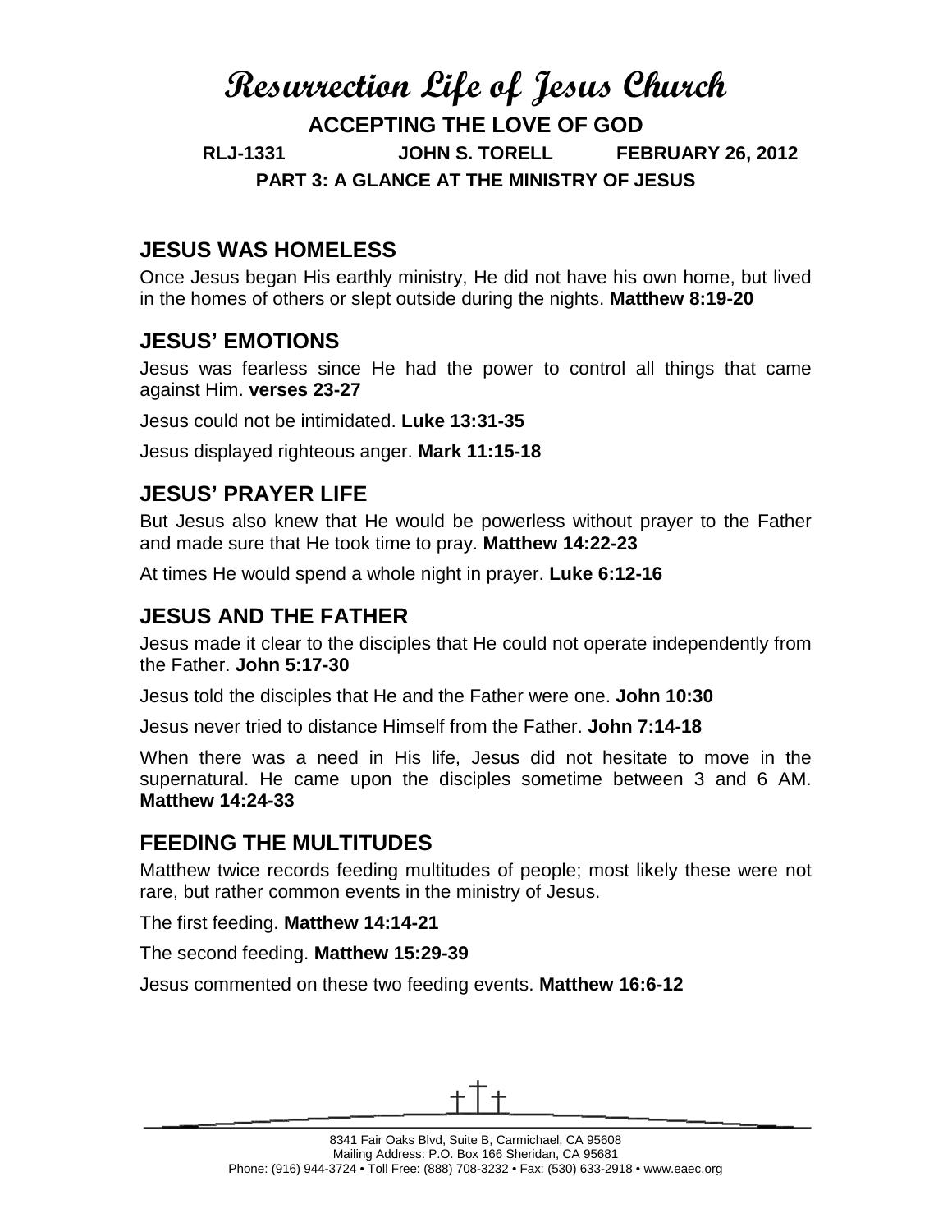# Resurrection Life of Jesus Church

**ACCEPTING THE LOVE OF GOD**

**RLJ-1331 JOHN S. TORELL FEBRUARY 26, 2012**

**PART 3: A GLANCE AT THE MINISTRY OF JESUS**

## JESUS WAS HOMELESS

Once Jesus began His earthly ministry, He did not have his own home, but lived in the homes of others or slept outside during the nights. **Matthew 8:19-20**

## JESUS' EMOTIONS

Jesus was fearless since He had the power to control all things that came against Him. **verses 23-27**

Jesus could not be intimidated. **Luke 13:31-35**

Jesus displayed righteous anger. **Mark 11:15-18**

## JESUS' PRAYER LIFE

But Jesus also knew that He would be powerless without prayer to the Father and made sure that He took time to pray. **Matthew 14:22-23**

At times He would spend a whole night in prayer. **Luke 6:12-16**

## JESUS AND THE FATHER

Jesus made it clear to the disciples that He could not operate independently from the Father. **John 5:17-30**

Jesus told the disciples that He and the Father were one. **John 10:30**

Jesus never tried to distance Himself from the Father. **John 7:14-18**

When there was a need in His life, Jesus did not hesitate to move in the supernatural. He came upon the disciples sometime between 3 and 6 AM. **Matthew 14:24-33**

## FEEDING THE MULTITUDES

Matthew twice records feeding multitudes of people; most likely these were not rare, but rather common events in the ministry of Jesus.

The first feeding. **Matthew 14:14-21**

The second feeding. **Matthew 15:29-39**

Jesus commented on these two feeding events. **Matthew 16:6-12**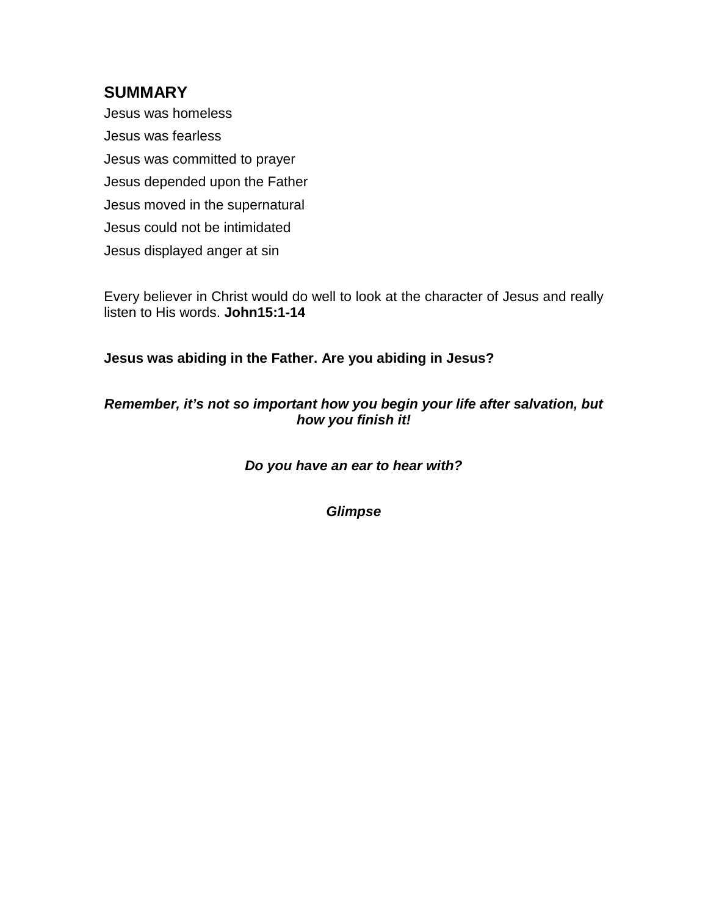## SUMMARY

Jesus was homeless

Jesus was fearless

Jesus was committed to prayer

Jesus depended upon the Father

Jesus moved in the supernatural

Jesus could not be intimidated

Jesus displayed anger at sin

Every believer in Christ would do well to look at the character of Jesus and really listen to His words. **John15:1-14**

**Jesus was abiding in the Father. Are you abiding in Jesus?**

***Remember, it's not so important how you begin your life after salvation, but how you finish it!***

***Do you have an ear to hear with?***

***Glimpse***